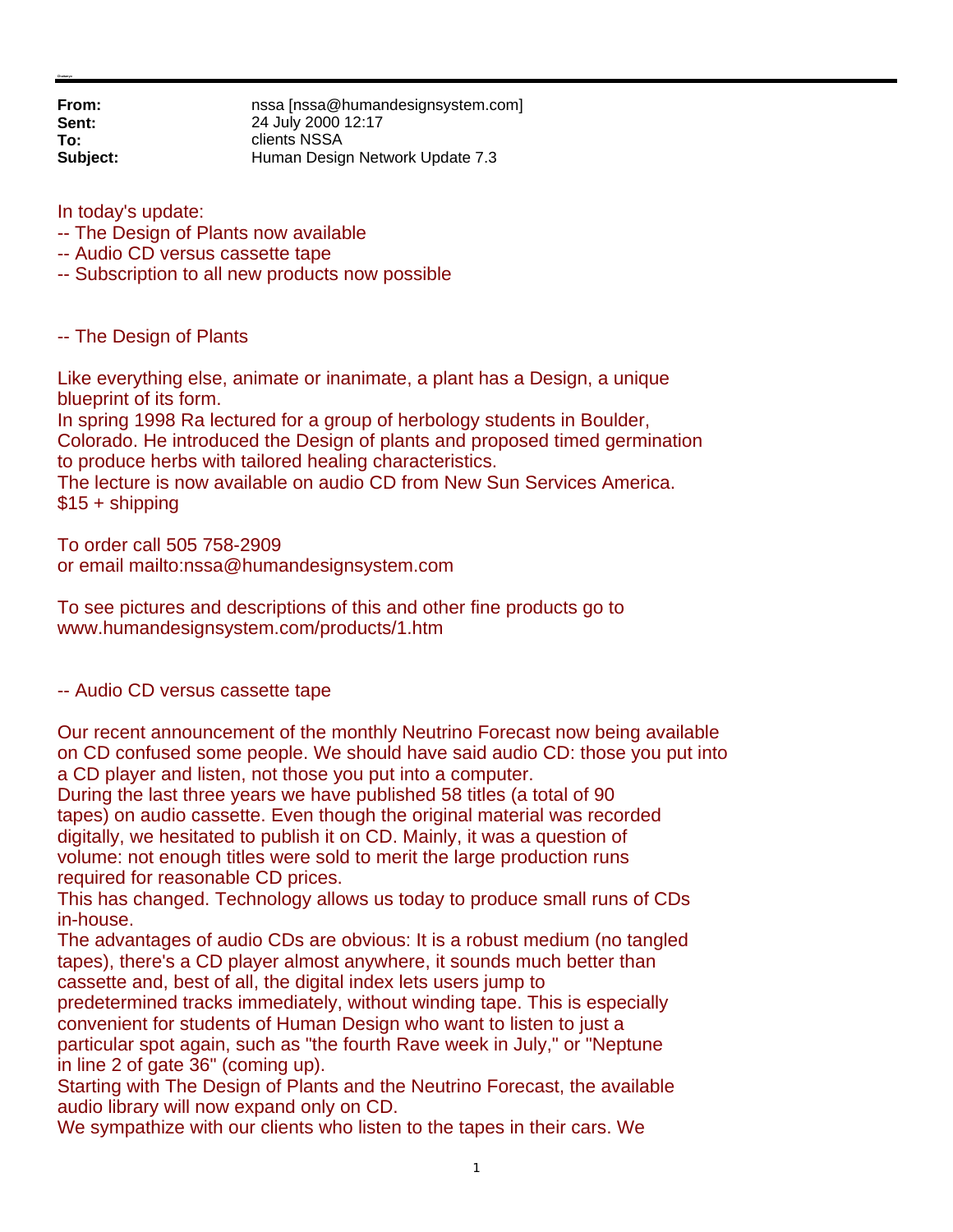**From:** nssa [nssa@humandesignsystem.com]
**Sent:** 24 July 2000 12:17
**To:** clients NSSA
**Subject:** Human Design Network Update 7.3

In today's update:
-- The Design of Plants now available
-- Audio CD versus cassette tape
-- Subscription to all new products now possible

-- The Design of Plants

Like everything else, animate or inanimate, a plant has a Design, a unique blueprint of its form.
In spring 1998 Ra lectured for a group of herbology students in Boulder, Colorado. He introduced the Design of plants and proposed timed germination to produce herbs with tailored healing characteristics.
The lecture is now available on audio CD from New Sun Services America.
$15 + shipping

To order call 505 758-2909
or email mailto:nssa@humandesignsystem.com

To see pictures and descriptions of this and other fine products go to www.humandesignsystem.com/products/1.htm

-- Audio CD versus cassette tape

Our recent announcement of the monthly Neutrino Forecast now being available on CD confused some people. We should have said audio CD: those you put into a CD player and listen, not those you put into a computer.
During the last three years we have published 58 titles (a total of 90 tapes) on audio cassette. Even though the original material was recorded digitally, we hesitated to publish it on CD. Mainly, it was a question of volume: not enough titles were sold to merit the large production runs required for reasonable CD prices.
This has changed. Technology allows us today to produce small runs of CDs in-house.
The advantages of audio CDs are obvious: It is a robust medium (no tangled tapes), there's a CD player almost anywhere, it sounds much better than cassette and, best of all, the digital index lets users jump to predetermined tracks immediately, without winding tape. This is especially convenient for students of Human Design who want to listen to just a particular spot again, such as "the fourth Rave week in July," or "Neptune in line 2 of gate 36" (coming up).
Starting with The Design of Plants and the Neutrino Forecast, the available audio library will now expand only on CD.
We sympathize with our clients who listen to the tapes in their cars. We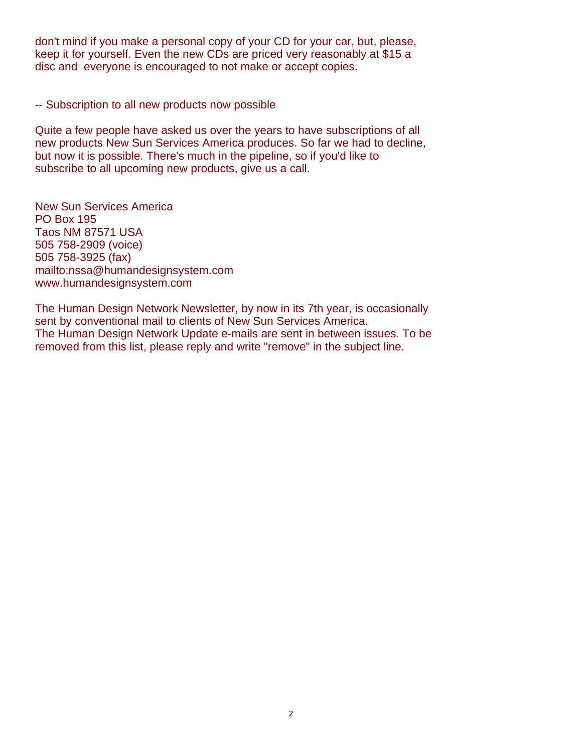don't mind if you make a personal copy of your CD for your car, but, please, keep it for yourself. Even the new CDs are priced very reasonably at $15 a disc and  everyone is encouraged to not make or accept copies.

-- Subscription to all new products now possible

Quite a few people have asked us over the years to have subscriptions of all new products New Sun Services America produces. So far we had to decline, but now it is possible. There's much in the pipeline, so if you'd like to subscribe to all upcoming new products, give us a call.

New Sun Services America
PO Box 195
Taos NM 87571 USA
505 758-2909 (voice)
505 758-3925 (fax)
mailto:nssa@humandesignsystem.com
www.humandesignsystem.com

The Human Design Network Newsletter, by now in its 7th year, is occasionally sent by conventional mail to clients of New Sun Services America.
The Human Design Network Update e-mails are sent in between issues. To be removed from this list, please reply and write "remove" in the subject line.